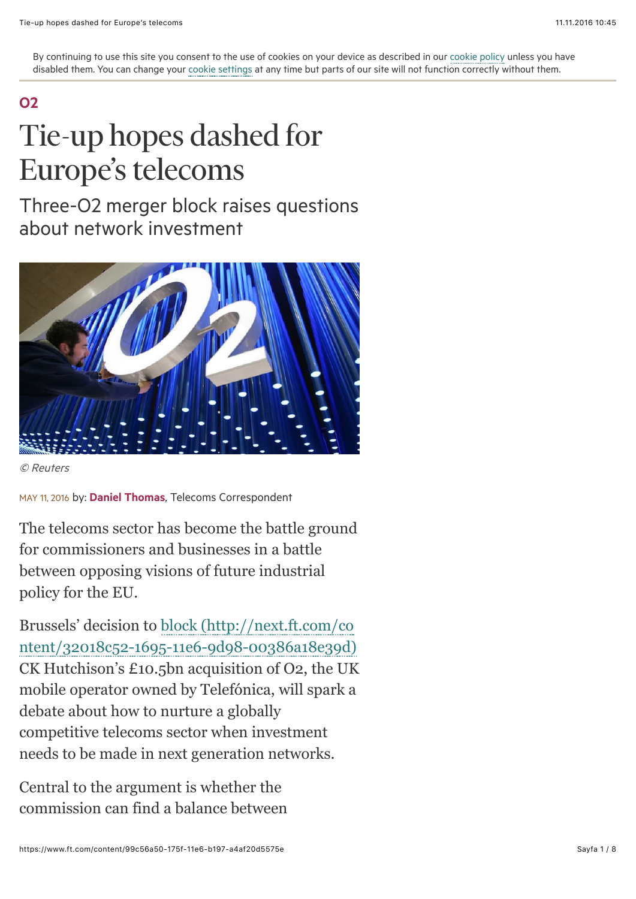By continuing to use this site you consent to the use of cookies on your device as described in our cookie policy unless you have disabled them. You can change your cookie settings at any time but parts of our site will not function correctly without them.

**O2**

# Tie-up hopes dashed for Europe's telecoms

## Three-O2 merger block raises questions about network investment

© Reuters

MAY 11, 2016 by: **Daniel Thomas**, Telecoms Correspondent

The telecoms sector has become the battle ground for commissioners and businesses in a battle between opposing visions of future industrial policy for the EU.

Brussels' decision to block (http://next.ft.com/content/32018c52-1695-11e6-9d98-00386a18e39d) CK Hutchison's £10.5bn acquisition of O2, the UK mobile operator owned by Telefónica, will spark a debate about how to nurture a globally competitive telecoms sector when investment needs to be made in next generation networks.

Central to the argument is whether the commission can find a balance between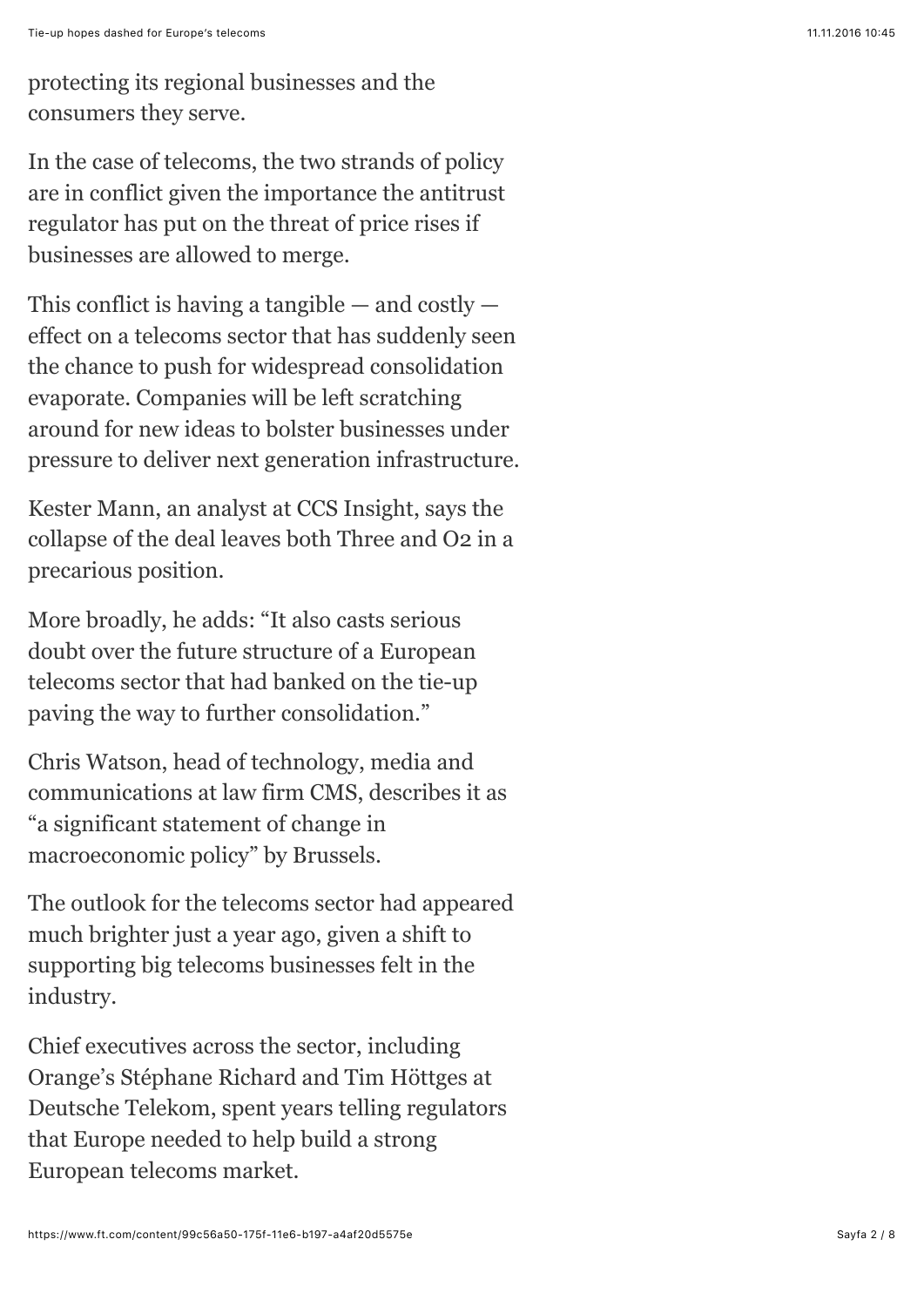protecting its regional businesses and the consumers they serve.

In the case of telecoms, the two strands of policy are in conflict given the importance the antitrust regulator has put on the threat of price rises if businesses are allowed to merge.

This conflict is having a tangible — and costly — effect on a telecoms sector that has suddenly seen the chance to push for widespread consolidation evaporate. Companies will be left scratching around for new ideas to bolster businesses under pressure to deliver next generation infrastructure.

Kester Mann, an analyst at CCS Insight, says the collapse of the deal leaves both Three and O2 in a precarious position.

More broadly, he adds: “It also casts serious doubt over the future structure of a European telecoms sector that had banked on the tie-up paving the way to further consolidation.”

Chris Watson, head of technology, media and communications at law firm CMS, describes it as “a significant statement of change in macroeconomic policy” by Brussels.

The outlook for the telecoms sector had appeared much brighter just a year ago, given a shift to supporting big telecoms businesses felt in the industry.

Chief executives across the sector, including Orange’s Stéphane Richard and Tim Höttges at Deutsche Telekom, spent years telling regulators that Europe needed to help build a strong European telecoms market.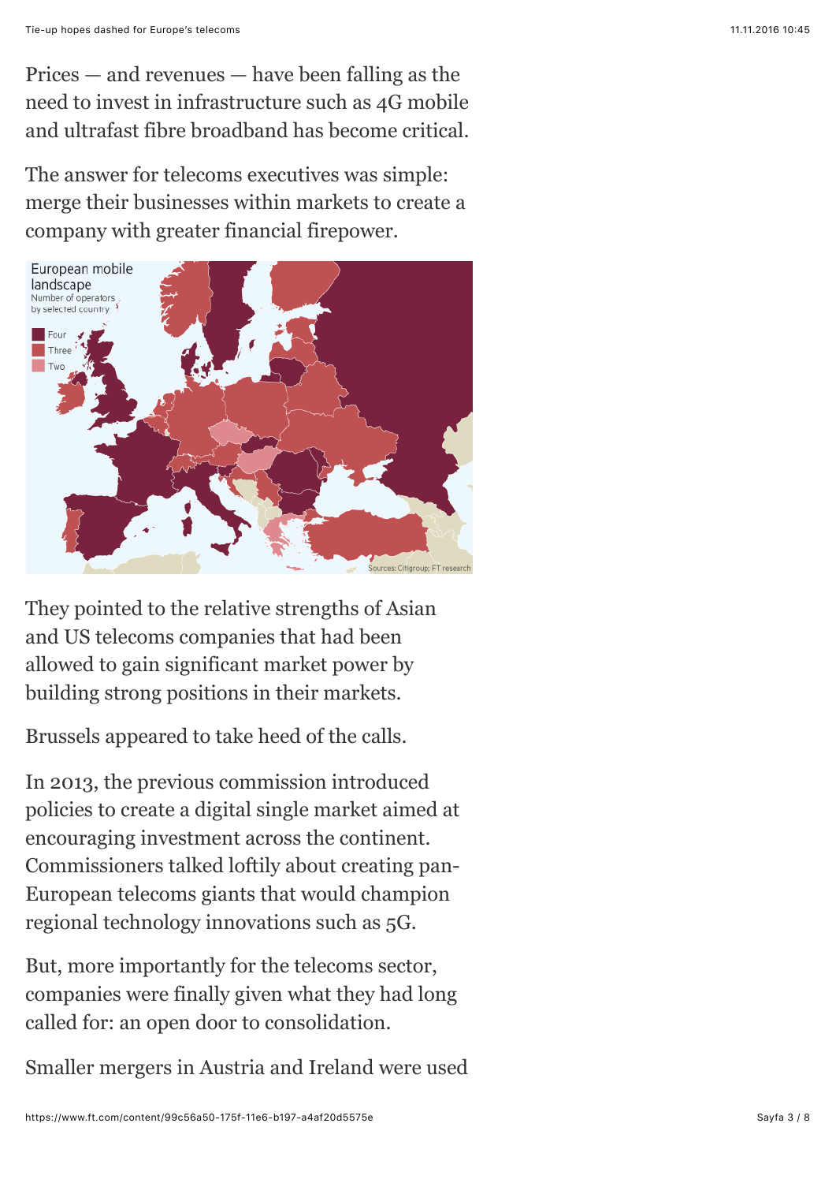Prices — and revenues — have been falling as the need to invest in infrastructure such as 4G mobile and ultrafast fibre broadband has become critical.

The answer for telecoms executives was simple: merge their businesses within markets to create a company with greater financial firepower.

European mobile landscape
Number of operators by selected country

Four
Three
Two

Sources: Citigroup; FT research

They pointed to the relative strengths of Asian and US telecoms companies that had been allowed to gain significant market power by building strong positions in their markets.

Brussels appeared to take heed of the calls.

In 2013, the previous commission introduced policies to create a digital single market aimed at encouraging investment across the continent. Commissioners talked loftily about creating pan-European telecoms giants that would champion regional technology innovations such as 5G.

But, more importantly for the telecoms sector, companies were finally given what they had long called for: an open door to consolidation.

Smaller mergers in Austria and Ireland were used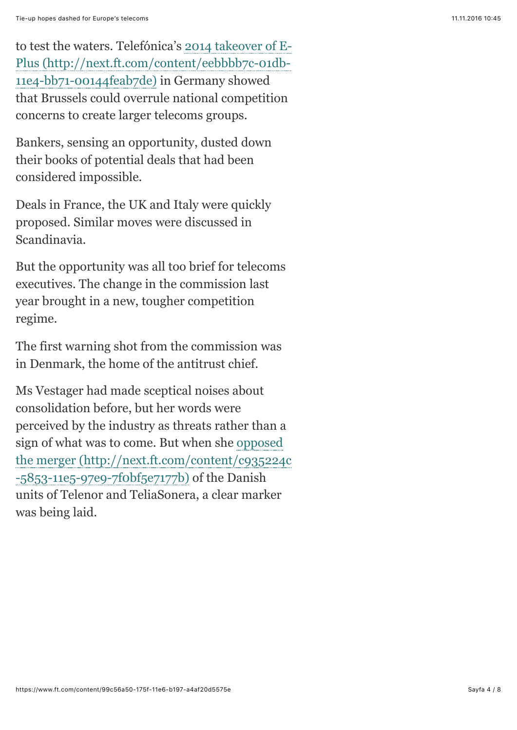to test the waters. Telefónica's [2014 takeover of E-Plus (http://next.ft.com/content/eebbbb7c-01db-11e4-bb71-00144feab7de)](http://next.ft.com/content/eebbbb7c-01db-11e4-bb71-00144feab7de) in Germany showed that Brussels could overrule national competition concerns to create larger telecoms groups.

Bankers, sensing an opportunity, dusted down their books of potential deals that had been considered impossible.

Deals in France, the UK and Italy were quickly proposed. Similar moves were discussed in Scandinavia.

But the opportunity was all too brief for telecoms executives. The change in the commission last year brought in a new, tougher competition regime.

The first warning shot from the commission was in Denmark, the home of the antitrust chief.

Ms Vestager had made sceptical noises about consolidation before, but her words were perceived by the industry as threats rather than a sign of what was to come. But when she [opposed the merger (http://next.ft.com/content/c935224c-5853-11e5-97e9-7f0bf5e7177b)](http://next.ft.com/content/c935224c-5853-11e5-97e9-7f0bf5e7177b) of the Danish units of Telenor and TeliaSonera, a clear marker was being laid.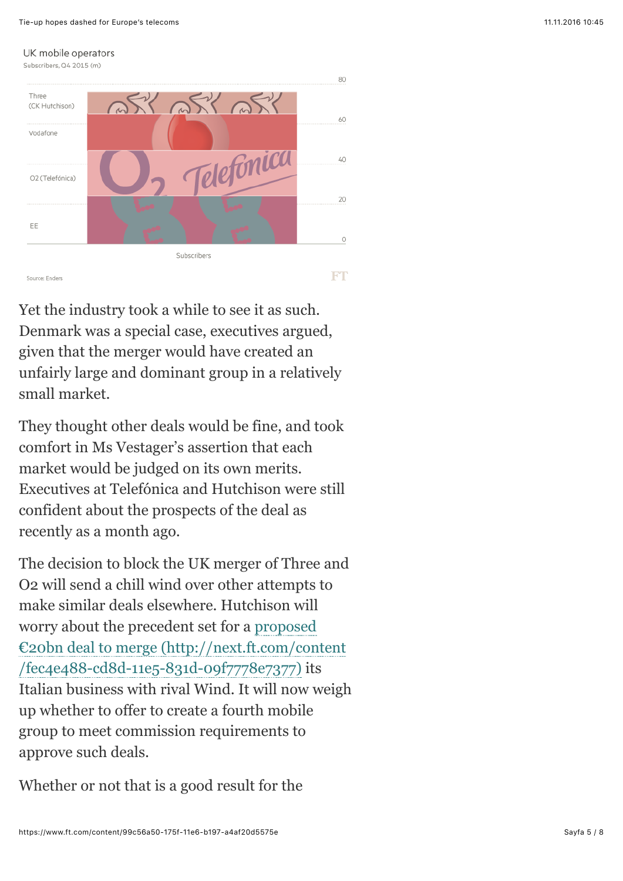UK mobile operators

Subscribers, Q4 2015 (m)

| Operator | Subscribers (m, approx. range on chart) |
|---|---|
| Three (CK Hutchison) | ~69–80 |
| Vodafone | ~47–69 |
| O2 (Telefónica) | ~24–47 |
| EE | 0–~24 |

Source: Enders

Yet the industry took a while to see it as such. Denmark was a special case, executives argued, given that the merger would have created an unfairly large and dominant group in a relatively small market.

They thought other deals would be fine, and took comfort in Ms Vestager's assertion that each market would be judged on its own merits. Executives at Telefónica and Hutchison were still confident about the prospects of the deal as recently as a month ago.

The decision to block the UK merger of Three and O2 will send a chill wind over other attempts to make similar deals elsewhere. Hutchison will worry about the precedent set for a [proposed €20bn deal to merge (http://next.ft.com/content/fec4e488-cd8d-11e5-831d-09f7778e7377)](http://next.ft.com/content/fec4e488-cd8d-11e5-831d-09f7778e7377) its Italian business with rival Wind. It will now weigh up whether to offer to create a fourth mobile group to meet commission requirements to approve such deals.

Whether or not that is a good result for the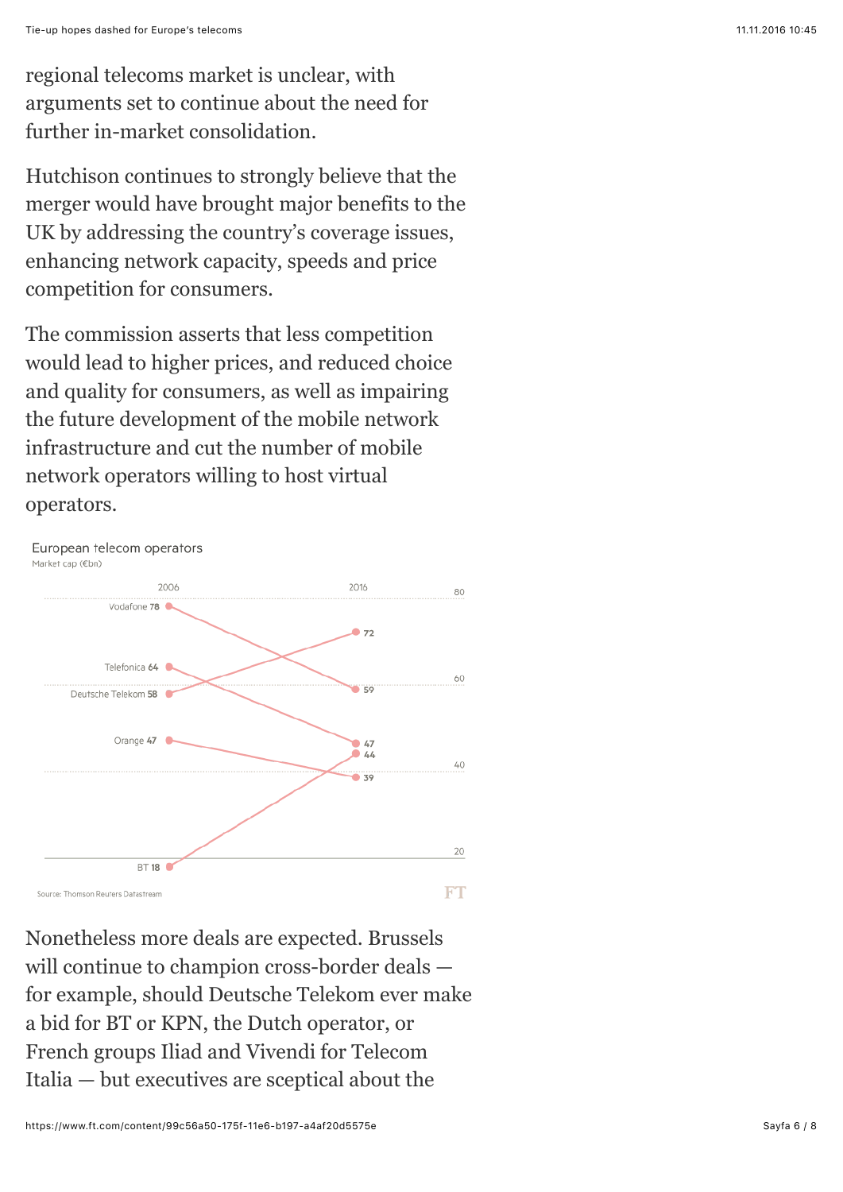regional telecoms market is unclear, with arguments set to continue about the need for further in-market consolidation.

Hutchison continues to strongly believe that the merger would have brought major benefits to the UK by addressing the country's coverage issues, enhancing network capacity, speeds and price competition for consumers.

The commission asserts that less competition would lead to higher prices, and reduced choice and quality for consumers, as well as impairing the future development of the mobile network infrastructure and cut the number of mobile network operators willing to host virtual operators.

European telecom operators

Market cap (€bn)

| Operator | 2006 | 2016 |
| --- | --- | --- |
| Vodafone | 78 | 59 |
| Telefonica | 64 | 47 |
| Deutsche Telekom | 58 | 72 |
| Orange | 47 | 39 |
| BT | 18 | 44 |

Source: Thomson Reuters Datastream

FT

Nonetheless more deals are expected. Brussels will continue to champion cross-border deals — for example, should Deutsche Telekom ever make a bid for BT or KPN, the Dutch operator, or French groups Iliad and Vivendi for Telecom Italia — but executives are sceptical about the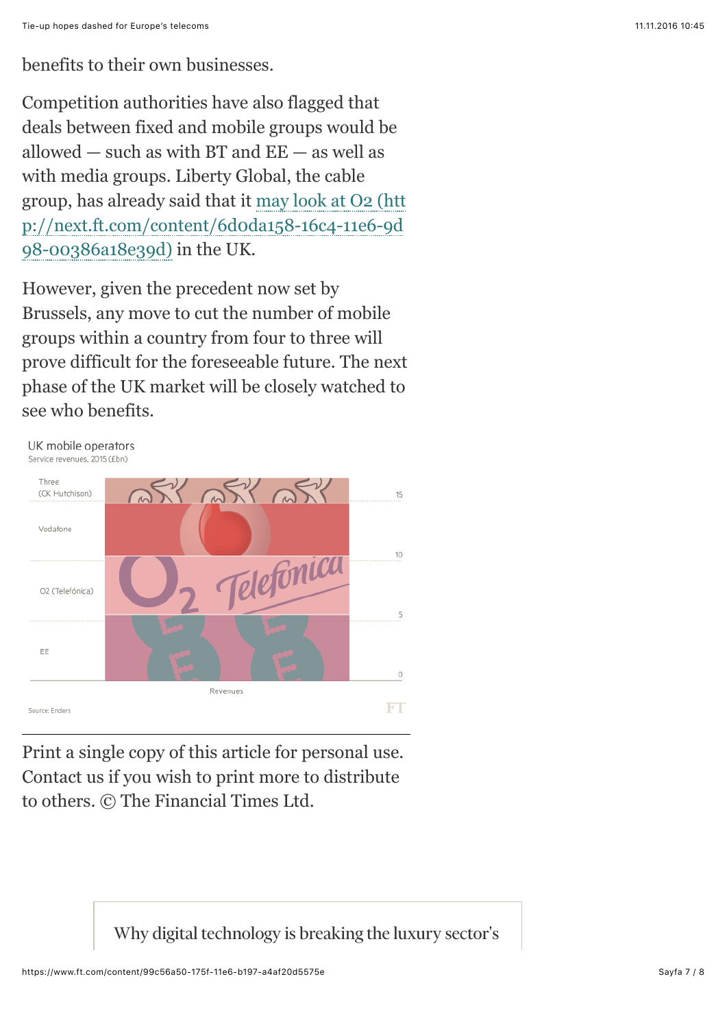benefits to their own businesses.

Competition authorities have also flagged that deals between fixed and mobile groups would be allowed — such as with BT and EE — as well as with media groups. Liberty Global, the cable group, has already said that it [may look at O2](http://next.ft.com/content/6d0da158-16c4-11e6-9d98-00386a18e39d) in the UK.

However, given the precedent now set by Brussels, any move to cut the number of mobile groups within a country from four to three will prove difficult for the foreseeable future. The next phase of the UK market will be closely watched to see who benefits.

UK mobile operators
Service revenues, 2015 (£bn)

Three (CK Hutchison)
Vodafone
O2 (Telefónica)
EE

15
10
5
0

Revenues

Source: Enders

Print a single copy of this article for personal use. Contact us if you wish to print more to distribute to others. © The Financial Times Ltd.

Why digital technology is breaking the luxury sector's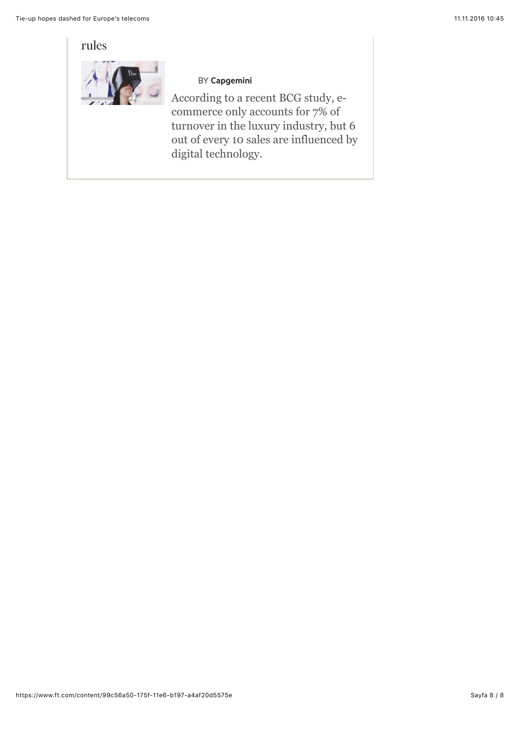rules

BY **Capgemini**

According to a recent BCG study, e-commerce only accounts for 7% of turnover in the luxury industry, but 6 out of every 10 sales are influenced by digital technology.